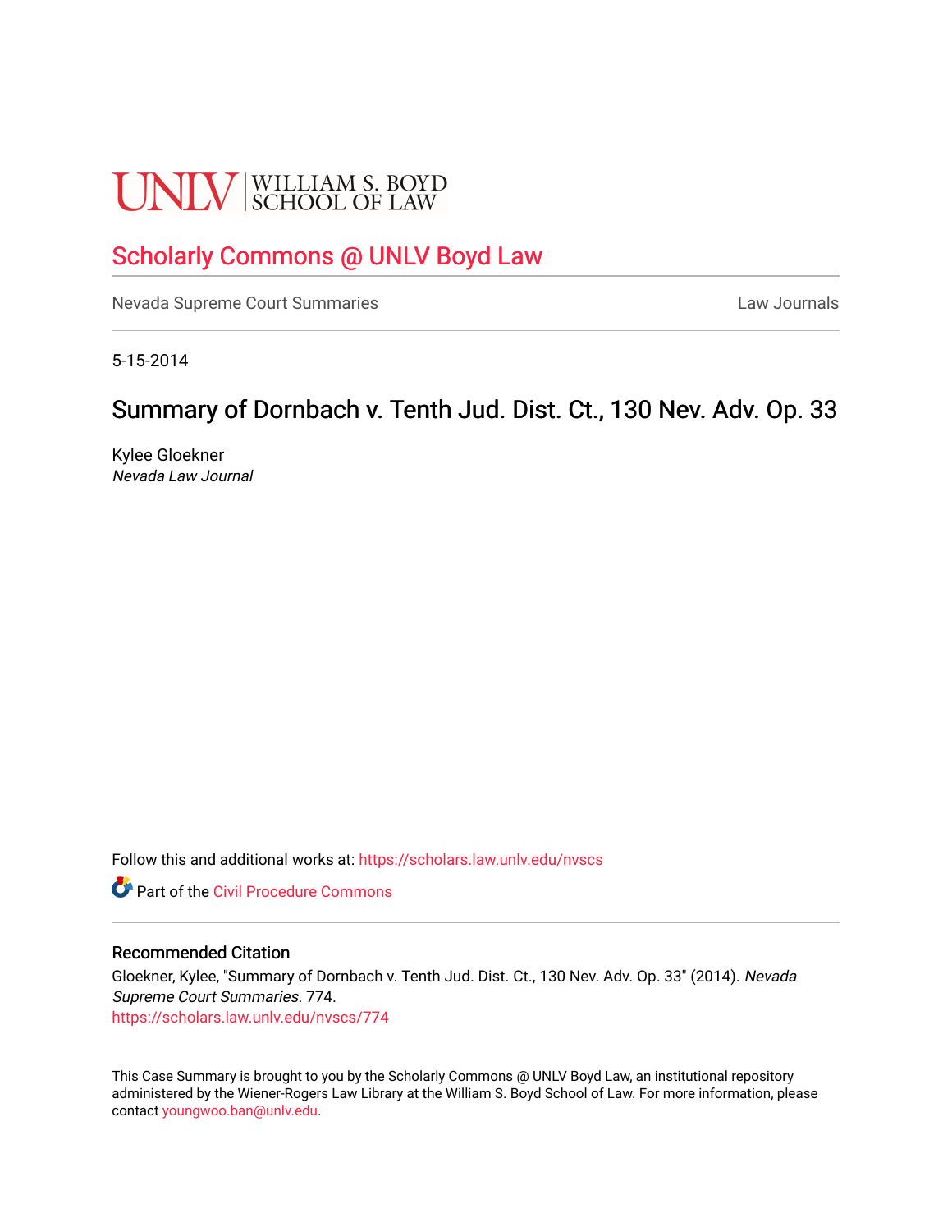UNLV | WILLIAM S. BOYD SCHOOL OF LAW

# Scholarly Commons @ UNLV Boyd Law

Nevada Supreme Court Summaries | Law Journals

5-15-2014

## Summary of Dornbach v. Tenth Jud. Dist. Ct., 130 Nev. Adv. Op. 33

Kylee Gloekner
*Nevada Law Journal*

Follow this and additional works at: https://scholars.law.unlv.edu/nvscs

Part of the Civil Procedure Commons

### Recommended Citation

Gloekner, Kylee, "Summary of Dornbach v. Tenth Jud. Dist. Ct., 130 Nev. Adv. Op. 33" (2014). *Nevada Supreme Court Summaries*. 774.
https://scholars.law.unlv.edu/nvscs/774

This Case Summary is brought to you by the Scholarly Commons @ UNLV Boyd Law, an institutional repository administered by the Wiener-Rogers Law Library at the William S. Boyd School of Law. For more information, please contact youngwoo.ban@unlv.edu.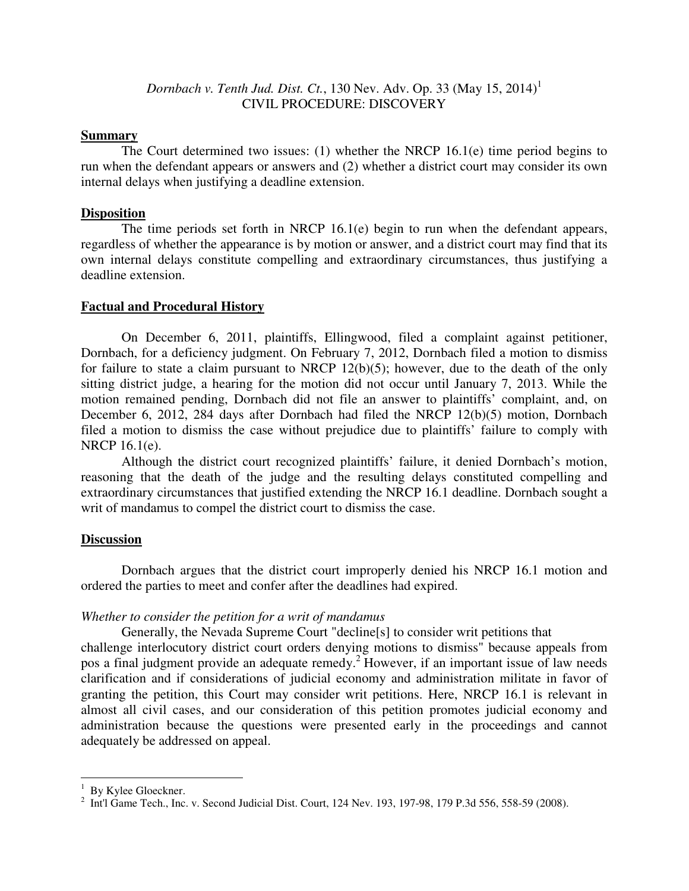*Dornbach v. Tenth Jud. Dist. Ct.*, 130 Nev. Adv. Op. 33 (May 15, 2014)[1]
CIVIL PROCEDURE: DISCOVERY

## Summary

The Court determined two issues: (1) whether the NRCP 16.1(e) time period begins to run when the defendant appears or answers and (2) whether a district court may consider its own internal delays when justifying a deadline extension.

## Disposition

The time periods set forth in NRCP 16.1(e) begin to run when the defendant appears, regardless of whether the appearance is by motion or answer, and a district court may find that its own internal delays constitute compelling and extraordinary circumstances, thus justifying a deadline extension.

## Factual and Procedural History

On December 6, 2011, plaintiffs, Ellingwood, filed a complaint against petitioner, Dornbach, for a deficiency judgment. On February 7, 2012, Dornbach filed a motion to dismiss for failure to state a claim pursuant to NRCP 12(b)(5); however, due to the death of the only sitting district judge, a hearing for the motion did not occur until January 7, 2013. While the motion remained pending, Dornbach did not file an answer to plaintiffs' complaint, and, on December 6, 2012, 284 days after Dornbach had filed the NRCP 12(b)(5) motion, Dornbach filed a motion to dismiss the case without prejudice due to plaintiffs' failure to comply with NRCP 16.1(e).

Although the district court recognized plaintiffs' failure, it denied Dornbach's motion, reasoning that the death of the judge and the resulting delays constituted compelling and extraordinary circumstances that justified extending the NRCP 16.1 deadline. Dornbach sought a writ of mandamus to compel the district court to dismiss the case.

## Discussion

Dornbach argues that the district court improperly denied his NRCP 16.1 motion and ordered the parties to meet and confer after the deadlines had expired.

### *Whether to consider the petition for a writ of mandamus*

Generally, the Nevada Supreme Court "decline[s] to consider writ petitions that challenge interlocutory district court orders denying motions to dismiss" because appeals from pos a final judgment provide an adequate remedy.[2] However, if an important issue of law needs clarification and if considerations of judicial economy and administration militate in favor of granting the petition, this Court may consider writ petitions. Here, NRCP 16.1 is relevant in almost all civil cases, and our consideration of this petition promotes judicial economy and administration because the questions were presented early in the proceedings and cannot adequately be addressed on appeal.

---

[1] By Kylee Gloeckner.

[2] Int'l Game Tech., Inc. v. Second Judicial Dist. Court, 124 Nev. 193, 197-98, 179 P.3d 556, 558-59 (2008).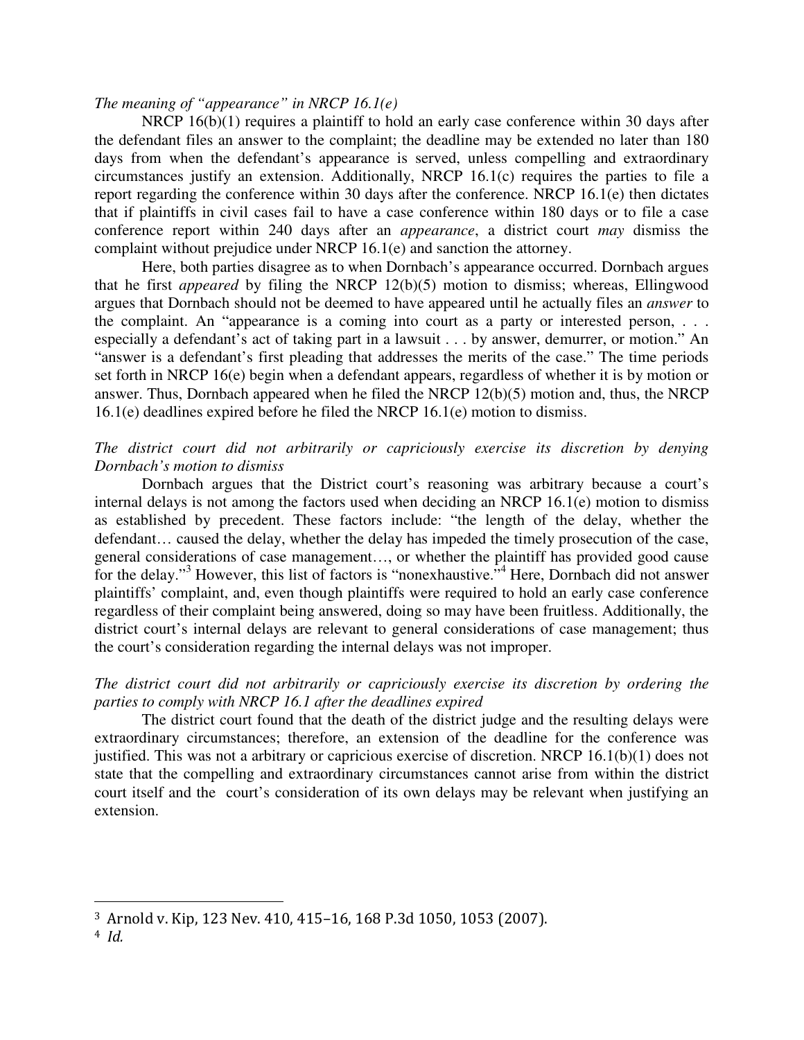*The meaning of "appearance" in NRCP 16.1(e)*

NRCP 16(b)(1) requires a plaintiff to hold an early case conference within 30 days after the defendant files an answer to the complaint; the deadline may be extended no later than 180 days from when the defendant's appearance is served, unless compelling and extraordinary circumstances justify an extension. Additionally, NRCP 16.1(c) requires the parties to file a report regarding the conference within 30 days after the conference. NRCP 16.1(e) then dictates that if plaintiffs in civil cases fail to have a case conference within 180 days or to file a case conference report within 240 days after an *appearance*, a district court *may* dismiss the complaint without prejudice under NRCP 16.1(e) and sanction the attorney.

Here, both parties disagree as to when Dornbach's appearance occurred. Dornbach argues that he first *appeared* by filing the NRCP 12(b)(5) motion to dismiss; whereas, Ellingwood argues that Dornbach should not be deemed to have appeared until he actually files an *answer* to the complaint. An "appearance is a coming into court as a party or interested person, . . . especially a defendant's act of taking part in a lawsuit . . . by answer, demurrer, or motion." An "answer is a defendant's first pleading that addresses the merits of the case." The time periods set forth in NRCP 16(e) begin when a defendant appears, regardless of whether it is by motion or answer. Thus, Dornbach appeared when he filed the NRCP 12(b)(5) motion and, thus, the NRCP 16.1(e) deadlines expired before he filed the NRCP 16.1(e) motion to dismiss.

*The district court did not arbitrarily or capriciously exercise its discretion by denying Dornbach's motion to dismiss*

Dornbach argues that the District court's reasoning was arbitrary because a court's internal delays is not among the factors used when deciding an NRCP 16.1(e) motion to dismiss as established by precedent. These factors include: "the length of the delay, whether the defendant… caused the delay, whether the delay has impeded the timely prosecution of the case, general considerations of case management…, or whether the plaintiff has provided good cause for the delay."[3] However, this list of factors is "nonexhaustive."[4] Here, Dornbach did not answer plaintiffs' complaint, and, even though plaintiffs were required to hold an early case conference regardless of their complaint being answered, doing so may have been fruitless. Additionally, the district court's internal delays are relevant to general considerations of case management; thus the court's consideration regarding the internal delays was not improper.

*The district court did not arbitrarily or capriciously exercise its discretion by ordering the parties to comply with NRCP 16.1 after the deadlines expired*

The district court found that the death of the district judge and the resulting delays were extraordinary circumstances; therefore, an extension of the deadline for the conference was justified. This was not a arbitrary or capricious exercise of discretion. NRCP 16.1(b)(1) does not state that the compelling and extraordinary circumstances cannot arise from within the district court itself and the court's consideration of its own delays may be relevant when justifying an extension.

---

[3] Arnold v. Kip, 123 Nev. 410, 415–16, 168 P.3d 1050, 1053 (2007).

[4] *Id.*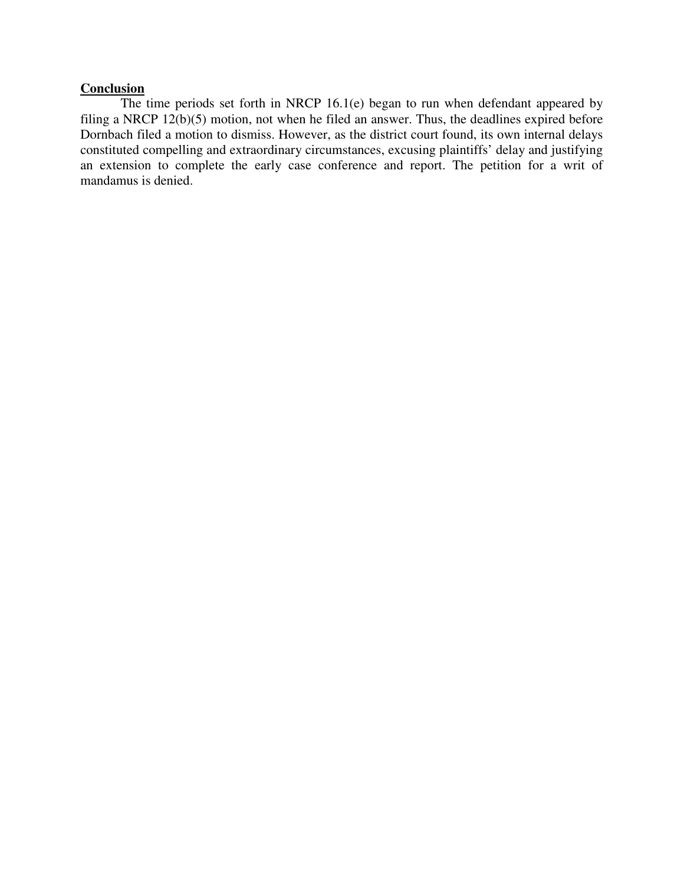**Conclusion**

The time periods set forth in NRCP 16.1(e) began to run when defendant appeared by filing a NRCP 12(b)(5) motion, not when he filed an answer. Thus, the deadlines expired before Dornbach filed a motion to dismiss. However, as the district court found, its own internal delays constituted compelling and extraordinary circumstances, excusing plaintiffs' delay and justifying an extension to complete the early case conference and report. The petition for a writ of mandamus is denied.